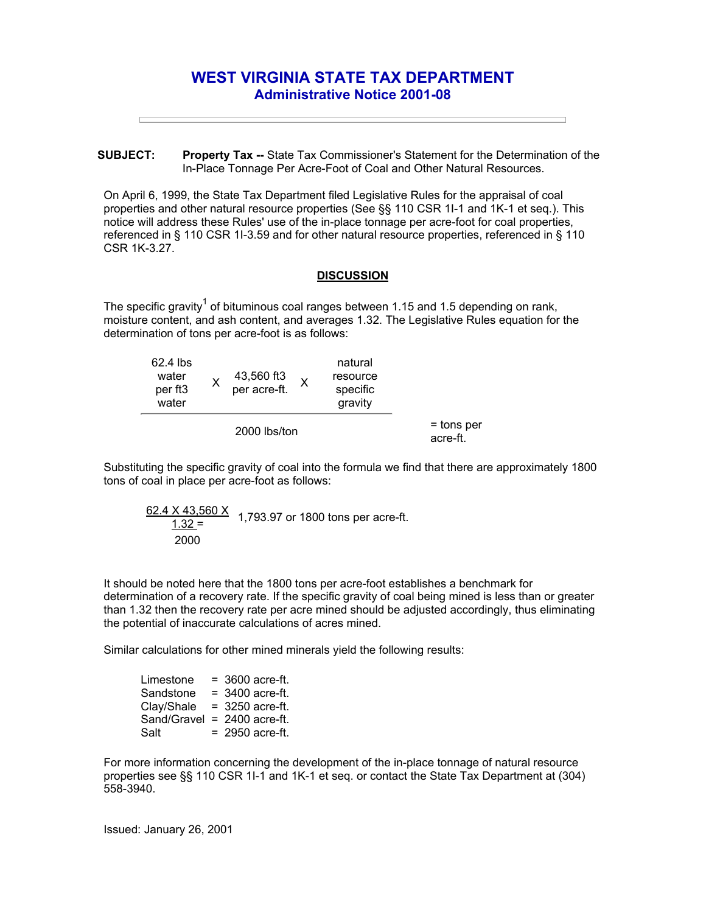# WEST VIRGINIA STATE TAX DEPARTMENT
## Administrative Notice 2001-08

---

**SUBJECT:** **Property Tax --** State Tax Commissioner's Statement for the Determination of the In-Place Tonnage Per Acre-Foot of Coal and Other Natural Resources.

On April 6, 1999, the State Tax Department filed Legislative Rules for the appraisal of coal properties and other natural resource properties (See §§ 110 CSR 1I-1 and 1K-1 et seq.). This notice will address these Rules' use of the in-place tonnage per acre-foot for coal properties, referenced in § 110 CSR 1I-3.59 and for other natural resource properties, referenced in § 110 CSR 1K-3.27.

### DISCUSSION

The specific gravity[1] of bituminous coal ranges between 1.15 and 1.5 depending on rank, moisture content, and ash content, and averages 1.32. The Legislative Rules equation for the determination of tons per acre-foot is as follows:

$$\frac{\text{62.4 lbs water per ft3 water} \times \text{43,560 ft3 per acre-ft.} \times \text{natural resource specific gravity}}{\text{2000 lbs/ton}} = \text{tons per acre-ft.}$$

Substituting the specific gravity of coal into the formula we find that there are approximately 1800 tons of coal in place per acre-foot as follows:

$$\frac{62.4 \times 43{,}560 \times 1.32}{2000} = 1{,}793.97 \text{ or } 1800 \text{ tons per acre-ft.}$$

It should be noted here that the 1800 tons per acre-foot establishes a benchmark for determination of a recovery rate. If the specific gravity of coal being mined is less than or greater than 1.32 then the recovery rate per acre mined should be adjusted accordingly, thus eliminating the potential of inaccurate calculations of acres mined.

Similar calculations for other mined minerals yield the following results:

| | | |
|---|---|---|
| Limestone | = | 3600 acre-ft. |
| Sandstone | = | 3400 acre-ft. |
| Clay/Shale | = | 3250 acre-ft. |
| Sand/Gravel | = | 2400 acre-ft. |
| Salt | = | 2950 acre-ft. |

For more information concerning the development of the in-place tonnage of natural resource properties see §§ 110 CSR 1I-1 and 1K-1 et seq. or contact the State Tax Department at (304) 558-3940.

Issued: January 26, 2001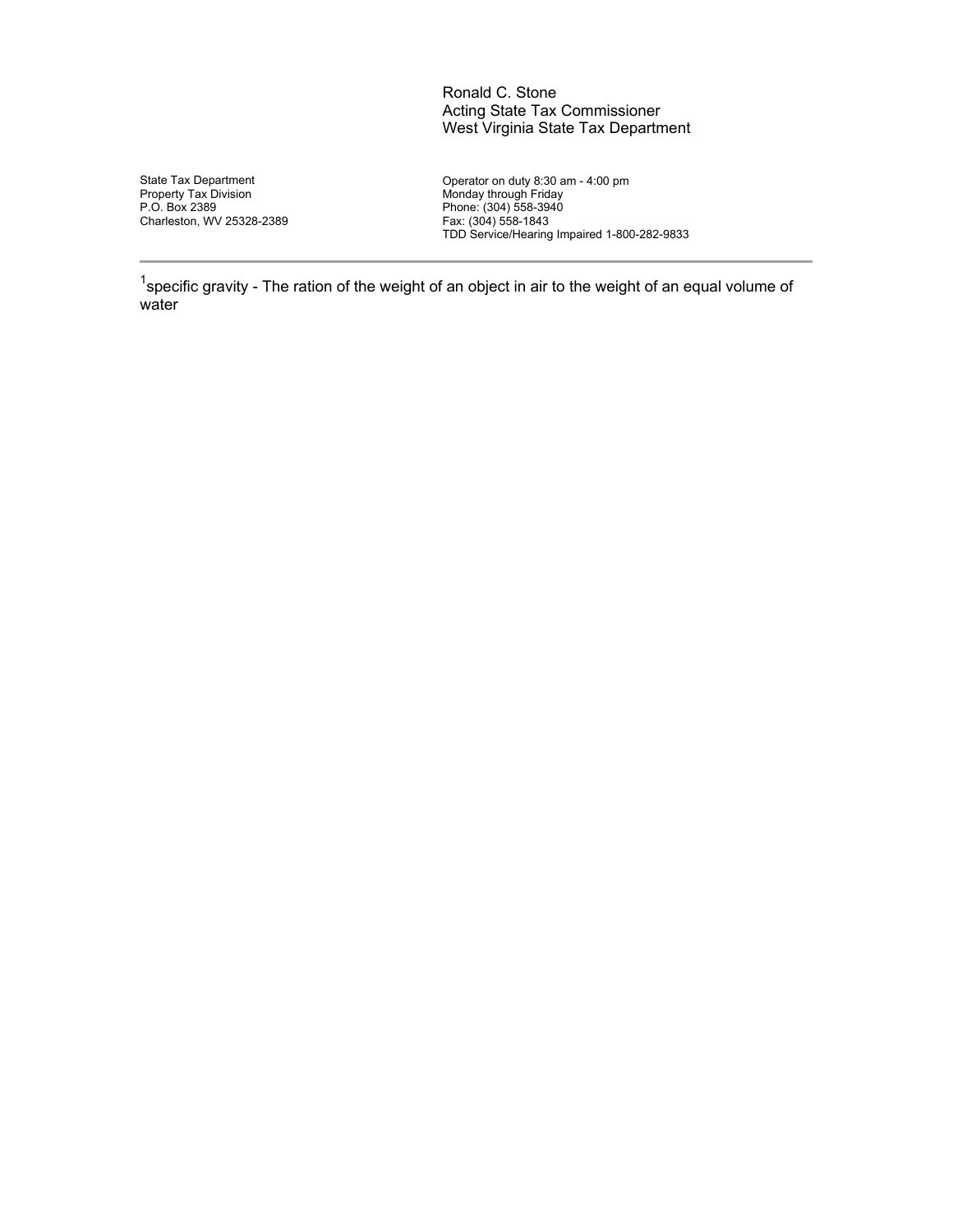Ronald C. Stone
Acting State Tax Commissioner
West Virginia State Tax Department

State Tax Department
Property Tax Division
P.O. Box 2389
Charleston, WV 25328-2389

Operator on duty 8:30 am - 4:00 pm
Monday through Friday
Phone: (304) 558-3940
Fax: (304) 558-1843
TDD Service/Hearing Impaired 1-800-282-9833

---

[1]specific gravity - The ration of the weight of an object in air to the weight of an equal volume of water